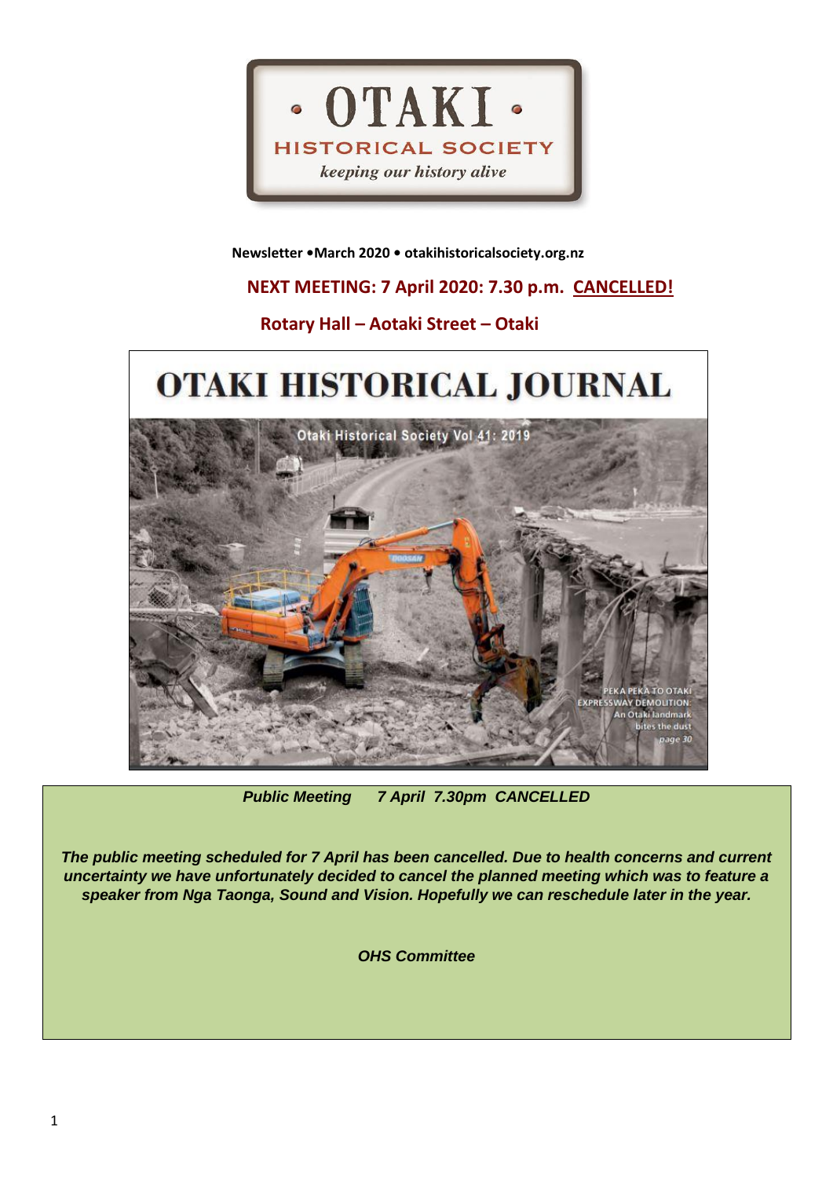# OTAKI HISTORICAL SOCIETY

*keeping our history alive*

**Newsletter •March 2020 • otakihistoricalsociety.org.nz**

**NEXT MEETING: 7 April 2020: 7.30 p.m. CANCELLED!**

**Rotary Hall – Aotaki Street – Otaki**

## OTAKI HISTORICAL JOURNAL

Otaki Historical Society Vol 41: 2019

PEKA PEKA TO OTAKI EXPRESSWAY DEMOLITION: An Otaki landmark bites the dust page 30

***Public Meeting 7 April 7.30pm CANCELLED***

***The public meeting scheduled for 7 April has been cancelled. Due to health concerns and current uncertainty we have unfortunately decided to cancel the planned meeting which was to feature a speaker from Nga Taonga, Sound and Vision. Hopefully we can reschedule later in the year.***

***OHS Committee***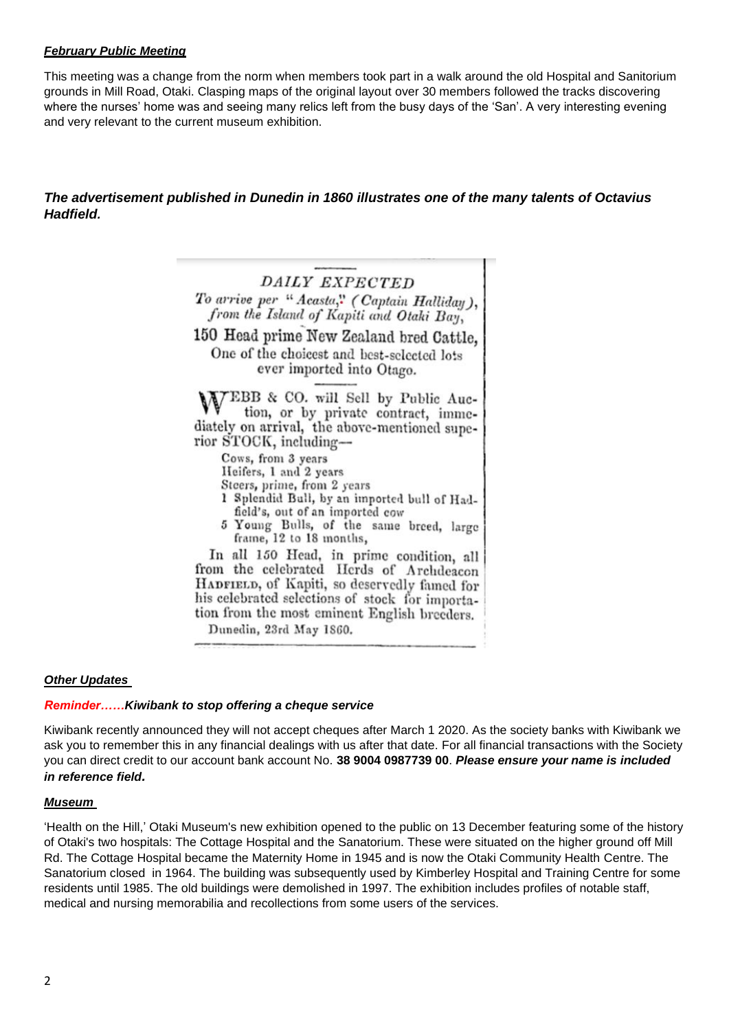***February Public Meeting***

This meeting was a change from the norm when members took part in a walk around the old Hospital and Sanitorium grounds in Mill Road, Otaki. Clasping maps of the original layout over 30 members followed the tracks discovering where the nurses' home was and seeing many relics left from the busy days of the 'San'. A very interesting evening and very relevant to the current museum exhibition.

***The advertisement published in Dunedin in 1860 illustrates one of the many talents of Octavius Hadfield.***

*DAILY EXPECTED*

*To arrive per "Acasta," (Captain Halliday), from the Island of Kapiti and Otaki Bay,*

150 Head prime New Zealand bred Cattle, One of the choicest and best-selected lots ever imported into Otago.

WEBB & CO. will Sell by Public Auction, or by private contract, immediately on arrival, the above-mentioned superior STOCK, including—

Cows, from 3 years
Heifers, 1 and 2 years
Steers, prime, from 2 years
1 Splendid Bull, by an imported bull of Hadfield's, out of an imported cow
5 Young Bulls, of the same breed, large frame, 12 to 18 months,

In all 150 Head, in prime condition, all from the celebrated Herds of Archdeacon HADFIELD, of Kapiti, so deservedly famed for his celebrated selections of stock for importation from the most eminent English breeders.

Dunedin, 23rd May 1860.

***Other Updates***

***Reminder……Kiwibank to stop offering a cheque service***

Kiwibank recently announced they will not accept cheques after March 1 2020. As the society banks with Kiwibank we ask you to remember this in any financial dealings with us after that date. For all financial transactions with the Society you can direct credit to our account bank account No. **38 9004 0987739 00**. ***Please ensure your name is included in reference field.***

***Museum***

'Health on the Hill,' Otaki Museum's new exhibition opened to the public on 13 December featuring some of the history of Otaki's two hospitals: The Cottage Hospital and the Sanatorium. These were situated on the higher ground off Mill Rd. The Cottage Hospital became the Maternity Home in 1945 and is now the Otaki Community Health Centre. The Sanatorium closed in 1964. The building was subsequently used by Kimberley Hospital and Training Centre for some residents until 1985. The old buildings were demolished in 1997. The exhibition includes profiles of notable staff, medical and nursing memorabilia and recollections from some users of the services.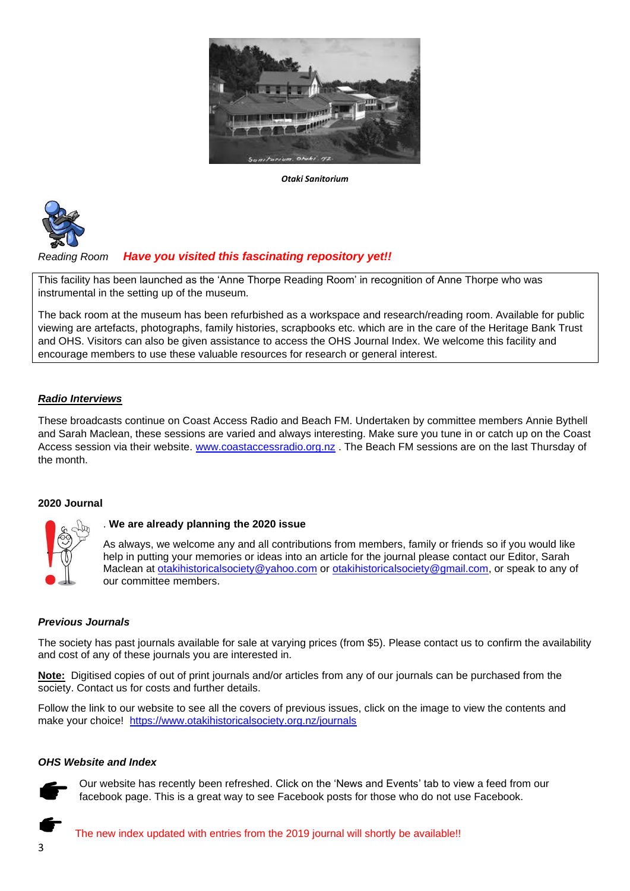*Otaki Sanitorium*

*Reading Room* ***Have you visited this fascinating repository yet!!***

This facility has been launched as the 'Anne Thorpe Reading Room' in recognition of Anne Thorpe who was instrumental in the setting up of the museum.

The back room at the museum has been refurbished as a workspace and research/reading room. Available for public viewing are artefacts, photographs, family histories, scrapbooks etc. which are in the care of the Heritage Bank Trust and OHS. Visitors can also be given assistance to access the OHS Journal Index. We welcome this facility and encourage members to use these valuable resources for research or general interest.

***Radio Interviews***

These broadcasts continue on Coast Access Radio and Beach FM. Undertaken by committee members Annie Bythell and Sarah Maclean, these sessions are varied and always interesting. Make sure you tune in or catch up on the Coast Access session via their website. www.coastaccessradio.org.nz . The Beach FM sessions are on the last Thursday of the month.

**2020 Journal**

. **We are already planning the 2020 issue**

As always, we welcome any and all contributions from members, family or friends so if you would like help in putting your memories or ideas into an article for the journal please contact our Editor, Sarah Maclean at otakihistoricalsociety@yahoo.com or otakihistoricalsociety@gmail.com, or speak to any of our committee members.

***Previous Journals***

The society has past journals available for sale at varying prices (from $5). Please contact us to confirm the availability and cost of any of these journals you are interested in.

**Note:** Digitised copies of out of print journals and/or articles from any of our journals can be purchased from the society. Contact us for costs and further details.

Follow the link to our website to see all the covers of previous issues, click on the image to view the contents and make your choice! https://www.otakihistoricalsociety.org.nz/journals

***OHS Website and Index***

Our website has recently been refreshed. Click on the 'News and Events' tab to view a feed from our facebook page. This is a great way to see Facebook posts for those who do not use Facebook.

The new index updated with entries from the 2019 journal will shortly be available!!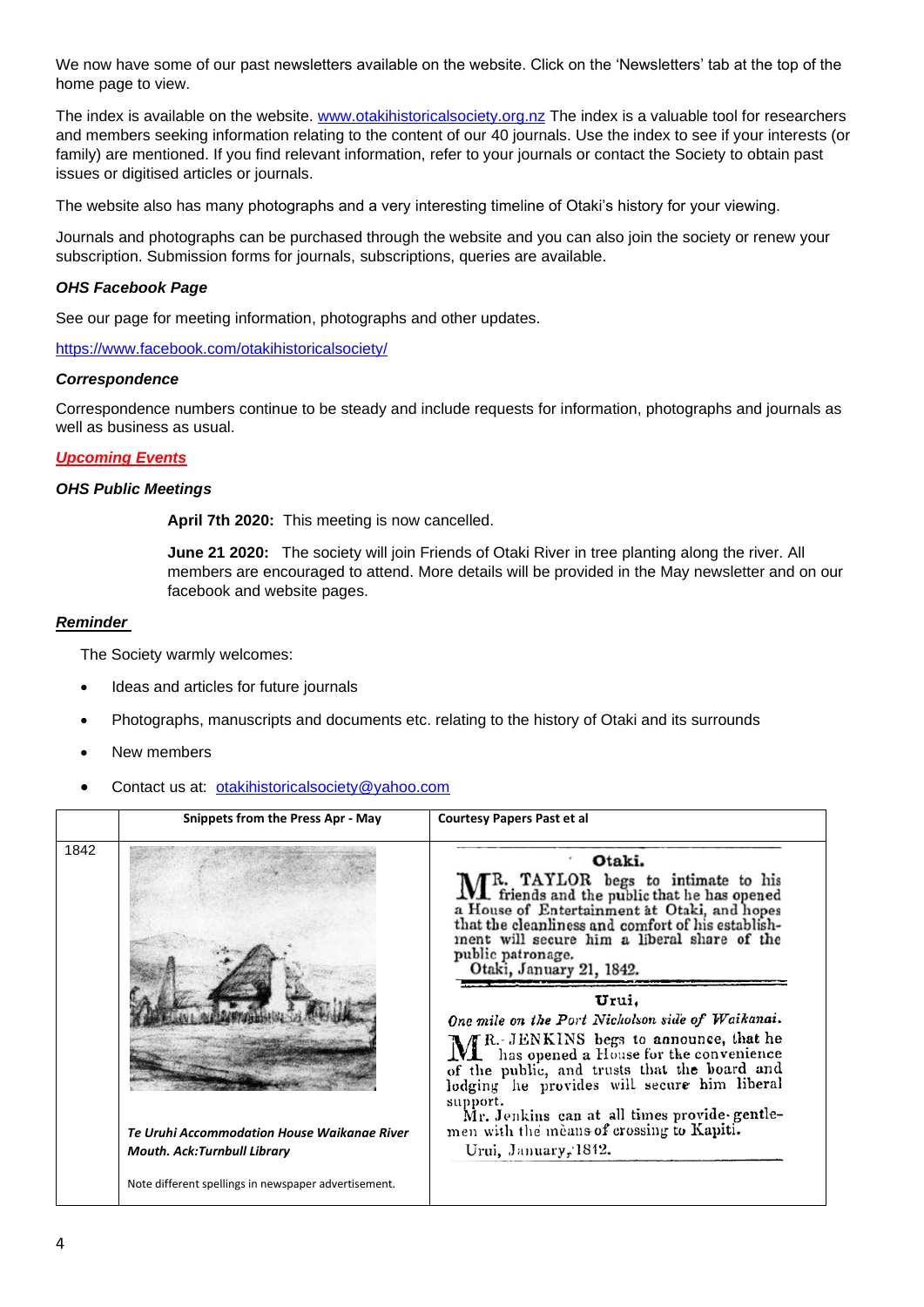We now have some of our past newsletters available on the website. Click on the 'Newsletters' tab at the top of the home page to view.

The index is available on the website. www.otakihistoricalsociety.org.nz The index is a valuable tool for researchers and members seeking information relating to the content of our 40 journals. Use the index to see if your interests (or family) are mentioned. If you find relevant information, refer to your journals or contact the Society to obtain past issues or digitised articles or journals.

The website also has many photographs and a very interesting timeline of Otaki's history for your viewing.

Journals and photographs can be purchased through the website and you can also join the society or renew your subscription. Submission forms for journals, subscriptions, queries are available.

### *OHS Facebook Page*

See our page for meeting information, photographs and other updates.

https://www.facebook.com/otakihistoricalsociety/

### *Correspondence*

Correspondence numbers continue to be steady and include requests for information, photographs and journals as well as business as usual.

## ***Upcoming Events***

### *OHS Public Meetings*

**April 7th 2020:** This meeting is now cancelled.

**June 21 2020:** The society will join Friends of Otaki River in tree planting along the river. All members are encouraged to attend. More details will be provided in the May newsletter and on our facebook and website pages.

### ***Reminder***

The Society warmly welcomes:

- Ideas and articles for future journals
- Photographs, manuscripts and documents etc. relating to the history of Otaki and its surrounds
- New members
- Contact us at: otakihistoricalsociety@yahoo.com

| | Snippets from the Press Apr - May | Courtesy Papers Past et al |
|---|---|---|
| 1842 | ***Te Uruhi Accommodation House Waikanae River Mouth. Ack:Turnbull Library***<br><br>Note different spellings in newspaper advertisement. | **Otaki.**<br>MR. TAYLOR begs to intimate to his friends and the public that he has opened a House of Entertainment at Otaki, and hopes that the cleanliness and comfort of his establishment will secure him a liberal share of the public patronage.<br>Otaki, January 21, 1842.<br><br>**Urui,**<br>*One mile on the Port Nicholson side of Waikanai.*<br>MR. JENKINS begs to announce, that he has opened a House for the convenience of the public, and trusts that the board and lodging he provides will secure him liberal support.<br>Mr. Jenkins can at all times provide gentlemen with the means of crossing to Kapiti.<br>Urui, January, 1842. |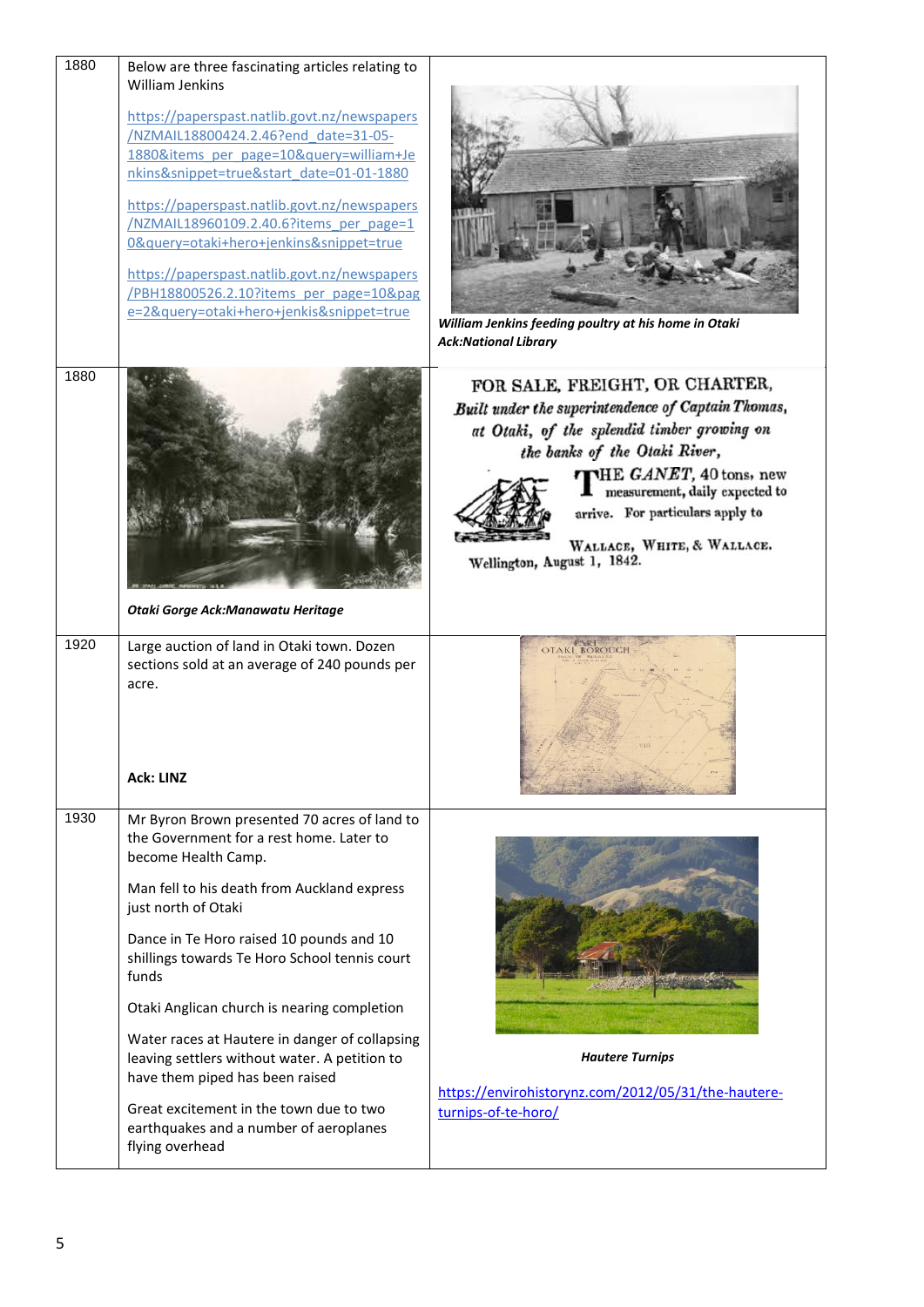| | | |
|---|---|---|
| 1880 | Below are three fascinating articles relating to William Jenkins<br><br>https://paperspast.natlib.govt.nz/newspapers/NZMAIL18800424.2.46?end_date=31-05-1880&items_per_page=10&query=william+Jenkins&snippet=true&start_date=01-01-1880<br><br>https://paperspast.natlib.govt.nz/newspapers/NZMAIL18960109.2.40.6?items_per_page=10&query=otaki+hero+jenkins&snippet=true<br><br>https://paperspast.natlib.govt.nz/newspapers/PBH18800526.2.10?items_per_page=10&page=2&query=otaki+hero+jenkis&snippet=true | ***William Jenkins feeding poultry at his home in Otaki Ack:National Library*** |
| 1880 | ***Otaki Gorge Ack:Manawatu Heritage*** | FOR SALE, FREIGHT, OR CHARTER, *Built under the superintendence of Captain Thomas, at Otaki, of the splendid timber growing on the banks of the Otaki River,* THE *GANET*, 40 tons, new measurement, daily expected to arrive. For particulars apply to WALLACE, WHITE, & WALLACE. Wellington, August 1, 1842. |
| 1920 | Large auction of land in Otaki town. Dozen sections sold at an average of 240 pounds per acre.<br><br>**Ack: LINZ** | |
| 1930 | Mr Byron Brown presented 70 acres of land to the Government for a rest home. Later to become Health Camp.<br><br>Man fell to his death from Auckland express just north of Otaki<br><br>Dance in Te Horo raised 10 pounds and 10 shillings towards Te Horo School tennis court funds<br><br>Otaki Anglican church is nearing completion<br><br>Water races at Hautere in danger of collapsing leaving settlers without water. A petition to have them piped has been raised<br><br>Great excitement in the town due to two earthquakes and a number of aeroplanes flying overhead | ***Hautere Turnips***<br><br>https://envirohistorynz.com/2012/05/31/the-hautere-turnips-of-te-horo/ |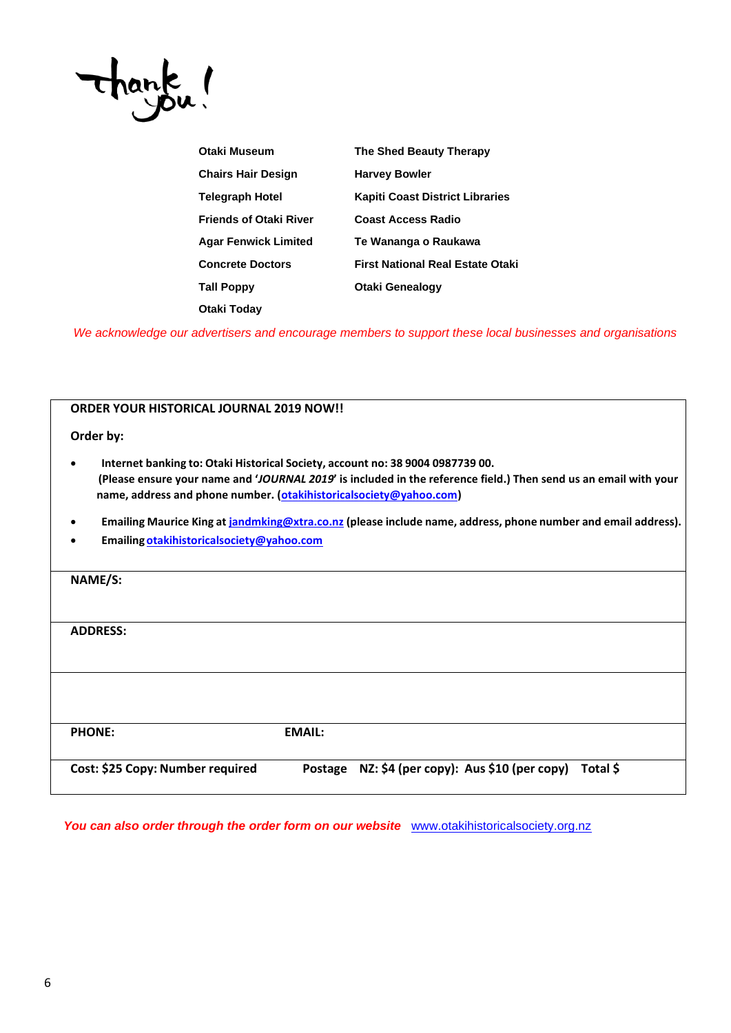thank you!

| | |
|---|---|
| Otaki Museum | The Shed Beauty Therapy |
| Chairs Hair Design | Harvey Bowler |
| Telegraph Hotel | Kapiti Coast District Libraries |
| Friends of Otaki River | Coast Access Radio |
| Agar Fenwick Limited | Te Wananga o Raukawa |
| Concrete Doctors | First National Real Estate Otaki |
| Tall Poppy | Otaki Genealogy |
| Otaki Today | |

*We acknowledge our advertisers and encourage members to support these local businesses and organisations*

**ORDER YOUR HISTORICAL JOURNAL 2019 NOW!!**

**Order by:**

- **Internet banking to: Otaki Historical Society, account no: 38 9004 0987739 00. (Please ensure your name and '*JOURNAL 2019*' is included in the reference field.) Then send us an email with your name, address and phone number. (otakihistoricalsociety@yahoo.com)**
- **Emailing Maurice King at jandmking@xtra.co.nz (please include name, address, phone number and email address).**
- **Emailing otakihistoricalsociety@yahoo.com**

**NAME/S:**

**ADDRESS:**

**PHONE:** **EMAIL:**

**Cost: $25 Copy: Number required** **Postage NZ: $4 (per copy): Aus $10 (per copy) Total $**

***You can also order through the order form on our website*** www.otakihistoricalsociety.org.nz